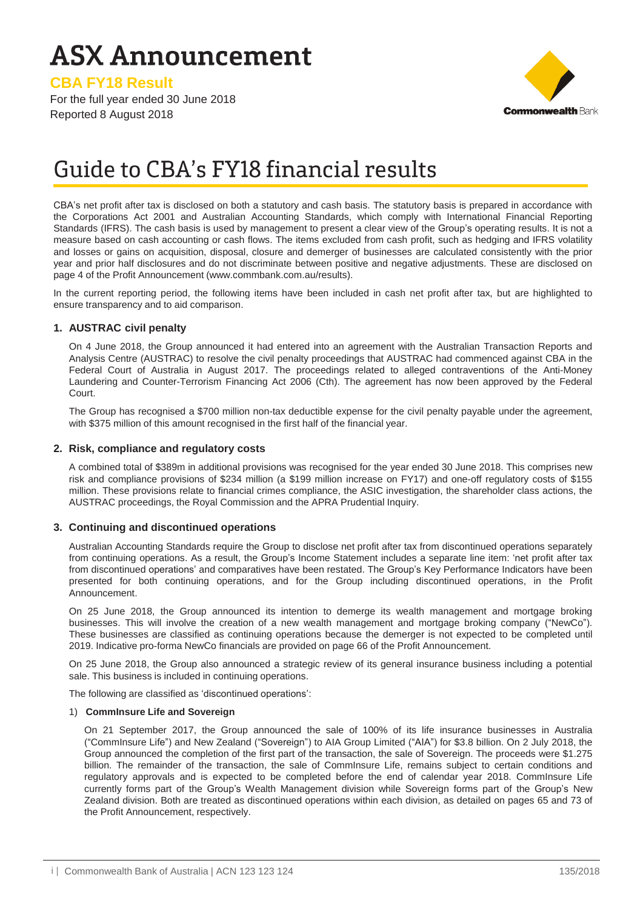# ASX Announcement

**CBA FY18 Result**

For the full year ended 30 June 2018
Reported 8 August 2018

# Guide to CBA's FY18 financial results

CBA's net profit after tax is disclosed on both a statutory and cash basis. The statutory basis is prepared in accordance with the Corporations Act 2001 and Australian Accounting Standards, which comply with International Financial Reporting Standards (IFRS). The cash basis is used by management to present a clear view of the Group's operating results. It is not a measure based on cash accounting or cash flows. The items excluded from cash profit, such as hedging and IFRS volatility and losses or gains on acquisition, disposal, closure and demerger of businesses are calculated consistently with the prior year and prior half disclosures and do not discriminate between positive and negative adjustments. These are disclosed on page 4 of the Profit Announcement (www.commbank.com.au/results).

In the current reporting period, the following items have been included in cash net profit after tax, but are highlighted to ensure transparency and to aid comparison.

### 1. AUSTRAC civil penalty

On 4 June 2018, the Group announced it had entered into an agreement with the Australian Transaction Reports and Analysis Centre (AUSTRAC) to resolve the civil penalty proceedings that AUSTRAC had commenced against CBA in the Federal Court of Australia in August 2017. The proceedings related to alleged contraventions of the Anti-Money Laundering and Counter-Terrorism Financing Act 2006 (Cth). The agreement has now been approved by the Federal Court.

The Group has recognised a $700 million non-tax deductible expense for the civil penalty payable under the agreement, with $375 million of this amount recognised in the first half of the financial year.

### 2. Risk, compliance and regulatory costs

A combined total of $389m in additional provisions was recognised for the year ended 30 June 2018. This comprises new risk and compliance provisions of $234 million (a $199 million increase on FY17) and one-off regulatory costs of $155 million. These provisions relate to financial crimes compliance, the ASIC investigation, the shareholder class actions, the AUSTRAC proceedings, the Royal Commission and the APRA Prudential Inquiry.

### 3. Continuing and discontinued operations

Australian Accounting Standards require the Group to disclose net profit after tax from discontinued operations separately from continuing operations. As a result, the Group's Income Statement includes a separate line item: 'net profit after tax from discontinued operations' and comparatives have been restated. The Group's Key Performance Indicators have been presented for both continuing operations, and for the Group including discontinued operations, in the Profit Announcement.

On 25 June 2018, the Group announced its intention to demerge its wealth management and mortgage broking businesses. This will involve the creation of a new wealth management and mortgage broking company ("NewCo"). These businesses are classified as continuing operations because the demerger is not expected to be completed until 2019. Indicative pro-forma NewCo financials are provided on page 66 of the Profit Announcement.

On 25 June 2018, the Group also announced a strategic review of its general insurance business including a potential sale. This business is included in continuing operations.

The following are classified as 'discontinued operations':

1) **CommInsure Life and Sovereign**

On 21 September 2017, the Group announced the sale of 100% of its life insurance businesses in Australia ("CommInsure Life") and New Zealand ("Sovereign") to AIA Group Limited ("AIA") for $3.8 billion. On 2 July 2018, the Group announced the completion of the first part of the transaction, the sale of Sovereign. The proceeds were $1.275 billion. The remainder of the transaction, the sale of CommInsure Life, remains subject to certain conditions and regulatory approvals and is expected to be completed before the end of calendar year 2018. CommInsure Life currently forms part of the Group's Wealth Management division while Sovereign forms part of the Group's New Zealand division. Both are treated as discontinued operations within each division, as detailed on pages 65 and 73 of the Profit Announcement, respectively.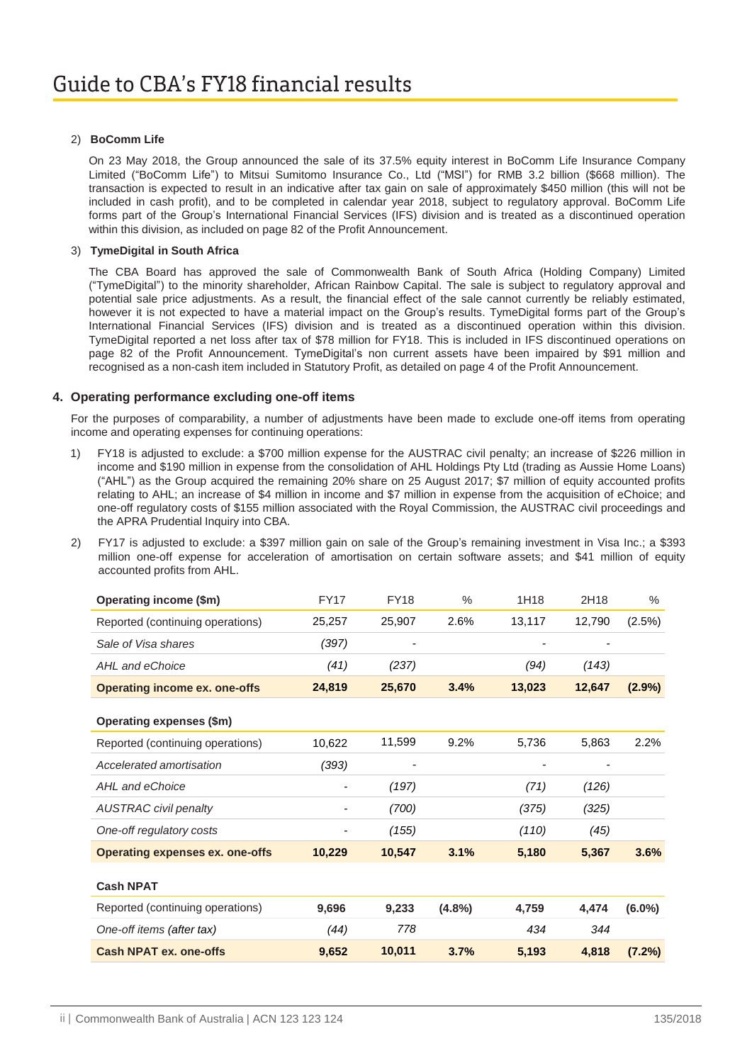2) **BoComm Life**

On 23 May 2018, the Group announced the sale of its 37.5% equity interest in BoComm Life Insurance Company Limited ("BoComm Life") to Mitsui Sumitomo Insurance Co., Ltd ("MSI") for RMB 3.2 billion ($668 million). The transaction is expected to result in an indicative after tax gain on sale of approximately $450 million (this will not be included in cash profit), and to be completed in calendar year 2018, subject to regulatory approval. BoComm Life forms part of the Group's International Financial Services (IFS) division and is treated as a discontinued operation within this division, as included on page 82 of the Profit Announcement.

3) **TymeDigital in South Africa**

The CBA Board has approved the sale of Commonwealth Bank of South Africa (Holding Company) Limited ("TymeDigital") to the minority shareholder, African Rainbow Capital. The sale is subject to regulatory approval and potential sale price adjustments. As a result, the financial effect of the sale cannot currently be reliably estimated, however it is not expected to have a material impact on the Group's results. TymeDigital forms part of the Group's International Financial Services (IFS) division and is treated as a discontinued operation within this division. TymeDigital reported a net loss after tax of $78 million for FY18. This is included in IFS discontinued operations on page 82 of the Profit Announcement. TymeDigital's non current assets have been impaired by $91 million and recognised as a non-cash item included in Statutory Profit, as detailed on page 4 of the Profit Announcement.

### 4. Operating performance excluding one-off items

For the purposes of comparability, a number of adjustments have been made to exclude one-off items from operating income and operating expenses for continuing operations:

1) FY18 is adjusted to exclude: a $700 million expense for the AUSTRAC civil penalty; an increase of $226 million in income and $190 million in expense from the consolidation of AHL Holdings Pty Ltd (trading as Aussie Home Loans) ("AHL") as the Group acquired the remaining 20% share on 25 August 2017; $7 million of equity accounted profits relating to AHL; an increase of $4 million in income and $7 million in expense from the acquisition of eChoice; and one-off regulatory costs of $155 million associated with the Royal Commission, the AUSTRAC civil proceedings and the APRA Prudential Inquiry into CBA.

2) FY17 is adjusted to exclude: a $397 million gain on sale of the Group's remaining investment in Visa Inc.; a $393 million one-off expense for acceleration of amortisation on certain software assets; and $41 million of equity accounted profits from AHL.

| **Operating income ($m)** | FY17 | FY18 | % | 1H18 | 2H18 | % |
|---|---|---|---|---|---|---|
| Reported (continuing operations) | 25,257 | 25,907 | 2.6% | 13,117 | 12,790 | (2.5%) |
| *Sale of Visa shares* | *(397)* | - | | - | - | |
| *AHL and eChoice* | *(41)* | *(237)* | | *(94)* | *(143)* | |
| **Operating income ex. one-offs** | **24,819** | **25,670** | **3.4%** | **13,023** | **12,647** | **(2.9%)** |
| | | | | | | |
| **Operating expenses ($m)** | | | | | | |
| Reported (continuing operations) | 10,622 | 11,599 | 9.2% | 5,736 | 5,863 | 2.2% |
| *Accelerated amortisation* | *(393)* | - | | - | - | |
| *AHL and eChoice* | - | *(197)* | | *(71)* | *(126)* | |
| *AUSTRAC civil penalty* | - | *(700)* | | *(375)* | *(325)* | |
| *One-off regulatory costs* | - | *(155)* | | *(110)* | *(45)* | |
| **Operating expenses ex. one-offs** | **10,229** | **10,547** | **3.1%** | **5,180** | **5,367** | **3.6%** |
| | | | | | | |
| **Cash NPAT** | | | | | | |
| Reported (continuing operations) | **9,696** | **9,233** | **(4.8%)** | **4,759** | **4,474** | **(6.0%)** |
| *One-off items (after tax)* | *(44)* | *778* | | *434* | *344* | |
| **Cash NPAT ex. one-offs** | **9,652** | **10,011** | **3.7%** | **5,193** | **4,818** | **(7.2%)** |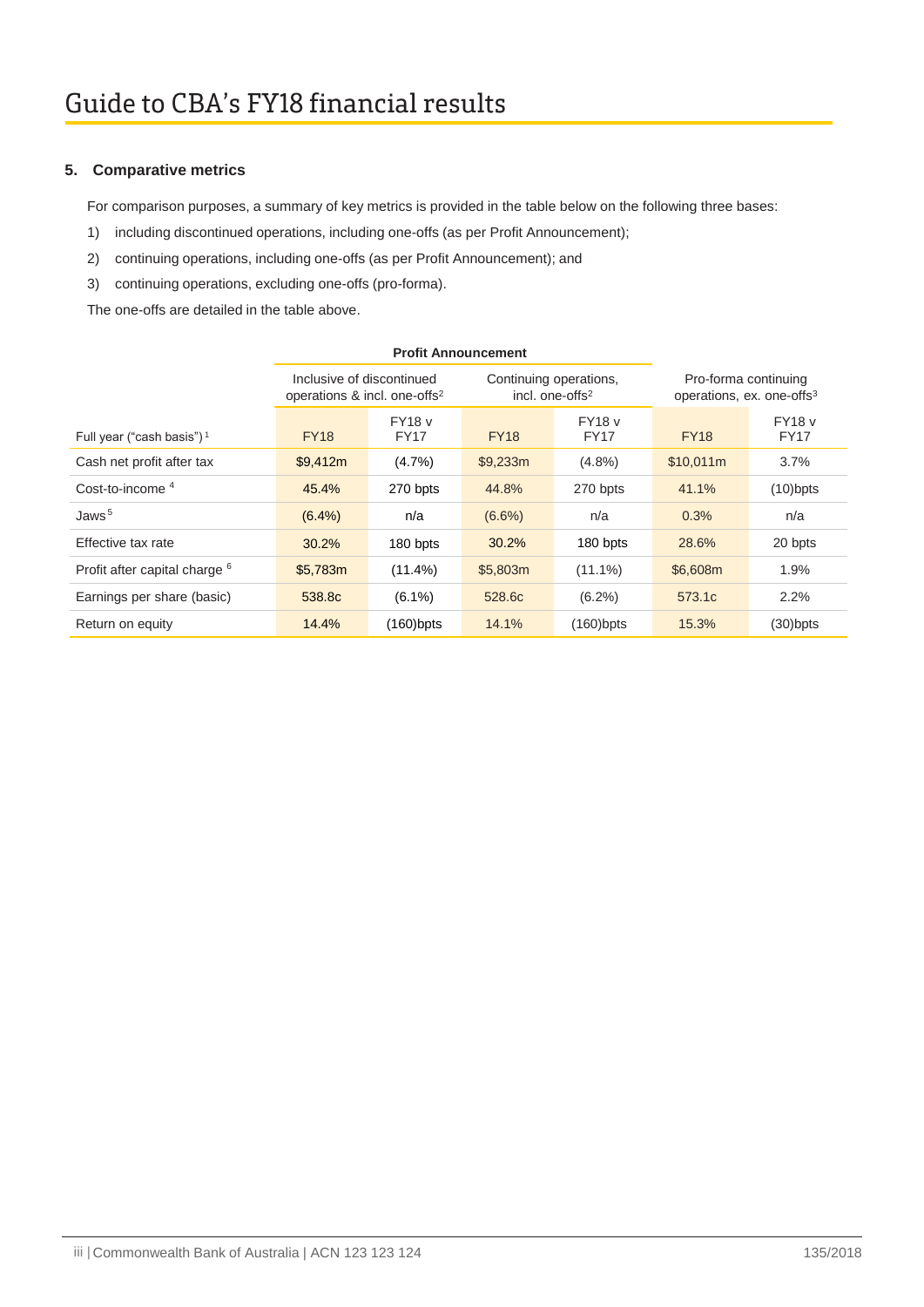# Guide to CBA's FY18 financial results

## 5. Comparative metrics

For comparison purposes, a summary of key metrics is provided in the table below on the following three bases:

1) including discontinued operations, including one-offs (as per Profit Announcement);
2) continuing operations, including one-offs (as per Profit Announcement); and
3) continuing operations, excluding one-offs (pro-forma).

The one-offs are detailed in the table above.

| | Profit Announcement | | | | | |
|---|---|---|---|---|---|---|
| | Inclusive of discontinued operations & incl. one-offs[2] | | Continuing operations, incl. one-offs[2] | | Pro-forma continuing operations, ex. one-offs[3] | |
| Full year ("cash basis")[1] | FY18 | FY18 v FY17 | FY18 | FY18 v FY17 | FY18 | FY18 v FY17 |
| Cash net profit after tax | $9,412m | (4.7%) | $9,233m | (4.8%) | $10,011m | 3.7% |
| Cost-to-income [4] | 45.4% | 270 bpts | 44.8% | 270 bpts | 41.1% | (10)bpts |
| Jaws[5] | (6.4%) | n/a | (6.6%) | n/a | 0.3% | n/a |
| Effective tax rate | 30.2% | 180 bpts | 30.2% | 180 bpts | 28.6% | 20 bpts |
| Profit after capital charge [6] | $5,783m | (11.4%) | $5,803m | (11.1%) | $6,608m | 1.9% |
| Earnings per share (basic) | 538.8c | (6.1%) | 528.6c | (6.2%) | 573.1c | 2.2% |
| Return on equity | 14.4% | (160)bpts | 14.1% | (160)bpts | 15.3% | (30)bpts |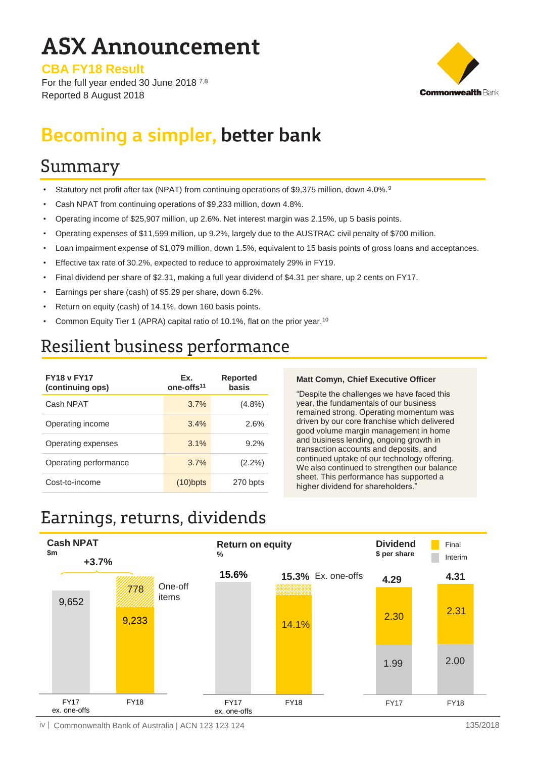# ASX Announcement

**CBA FY18 Result**

For the full year ended 30 June 2018 [7,8]
Reported 8 August 2018

## Becoming a simpler, better bank

## Summary

- Statutory net profit after tax (NPAT) from continuing operations of $9,375 million, down 4.0%.[9]
- Cash NPAT from continuing operations of $9,233 million, down 4.8%.
- Operating income of $25,907 million, up 2.6%. Net interest margin was 2.15%, up 5 basis points.
- Operating expenses of $11,599 million, up 9.2%, largely due to the AUSTRAC civil penalty of $700 million.
- Loan impairment expense of $1,079 million, down 1.5%, equivalent to 15 basis points of gross loans and acceptances.
- Effective tax rate of 30.2%, expected to reduce to approximately 29% in FY19.
- Final dividend per share of $2.31, making a full year dividend of $4.31 per share, up 2 cents on FY17.
- Earnings per share (cash) of $5.29 per share, down 6.2%.
- Return on equity (cash) of 14.1%, down 160 basis points.
- Common Equity Tier 1 (APRA) capital ratio of 10.1%, flat on the prior year.[10]

## Resilient business performance

| FY18 v FY17 (continuing ops) | Ex. one-offs[11] | Reported basis |
|---|---|---|
| Cash NPAT | 3.7% | (4.8%) |
| Operating income | 3.4% | 2.6% |
| Operating expenses | 3.1% | 9.2% |
| Operating performance | 3.7% | (2.2%) |
| Cost-to-income | (10)bpts | 270 bpts |

**Matt Comyn, Chief Executive Officer**

"Despite the challenges we have faced this year, the fundamentals of our business remained strong. Operating momentum was driven by our core franchise which delivered good volume margin management in home and business lending, ongoing growth in transaction accounts and deposits, and continued uptake of our technology offering. We also continued to strengthen our balance sheet. This performance has supported a higher dividend for shareholders."

## Earnings, returns, dividends

**Cash NPAT** ($m)

| | FY17 ex. one-offs | FY18 |
|---|---|---|
| Cash NPAT | 9,652 | 9,233 |
| One-off items | | 778 |

+3.7%

**Return on equity** (%)

| | FY17 ex. one-offs | FY18 |
|---|---|---|
| Return on equity | 15.6% | 14.1% |
| Ex. one-offs | | 15.3% |

**Dividend** ($ per share)

| | FY17 | FY18 |
|---|---|---|
| Interim | 1.99 | 2.00 |
| Final | 2.30 | 2.31 |
| Total | 4.29 | 4.31 |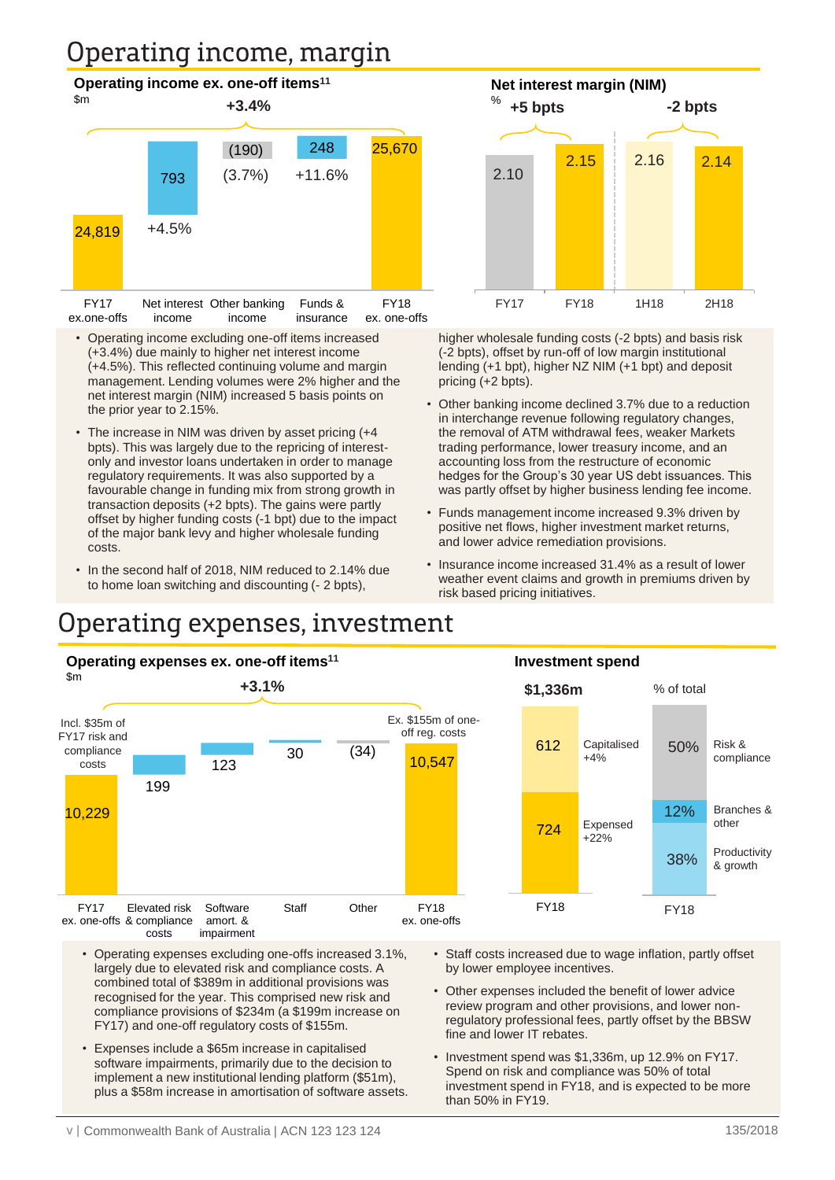# Operating income, margin

## Operating income ex. one-off items[11]

$m

+3.4%

| | FY17 ex.one-offs | Net interest income | Other banking income | Funds & insurance | FY18 ex. one-offs |
|---|---|---|---|---|---|
| $m | 24,819 | 793 | (190) | 248 | 25,670 |
| Change | | +4.5% | (3.7%) | +11.6% | |

## Net interest margin (NIM)

%

| FY17 | FY18 | 1H18 | 2H18 |
|---|---|---|---|
| 2.10 | 2.15 | 2.16 | 2.14 |

+5 bpts (FY17 to FY18); -2 bpts (1H18 to 2H18)

- Operating income excluding one-off items increased (+3.4%) due mainly to higher net interest income (+4.5%). This reflected continuing volume and margin management. Lending volumes were 2% higher and the net interest margin (NIM) increased 5 basis points on the prior year to 2.15%.
- The increase in NIM was driven by asset pricing (+4 bpts). This was largely due to the repricing of interest-only and investor loans undertaken in order to manage regulatory requirements. It was also supported by a favourable change in funding mix from strong growth in transaction deposits (+2 bpts). The gains were partly offset by higher funding costs (-1 bpt) due to the impact of the major bank levy and higher wholesale funding costs.
- In the second half of 2018, NIM reduced to 2.14% due to home loan switching and discounting (- 2 bpts), higher wholesale funding costs (-2 bpts) and basis risk (-2 bpts), offset by run-off of low margin institutional lending (+1 bpt), higher NZ NIM (+1 bpt) and deposit pricing (+2 bpts).
- Other banking income declined 3.7% due to a reduction in interchange revenue following regulatory changes, the removal of ATM withdrawal fees, weaker Markets trading performance, lower treasury income, and an accounting loss from the restructure of economic hedges for the Group's 30 year US debt issuances. This was partly offset by higher business lending fee income.
- Funds management income increased 9.3% driven by positive net flows, higher investment market returns, and lower advice remediation provisions.
- Insurance income increased 31.4% as a result of lower weather event claims and growth in premiums driven by risk based pricing initiatives.

# Operating expenses, investment

## Operating expenses ex. one-off items[11]

$m

+3.1%

| FY17 ex. one-offs | Elevated risk & compliance costs | Software amort. & impairment | Staff | Other | FY18 ex. one-offs |
|---|---|---|---|---|---|
| 10,229 | 199 | 123 | 30 | (34) | 10,547 |

Incl. $35m of FY17 risk and compliance costs (FY17). Ex. $155m of one-off reg. costs (FY18).

## Investment spend

$1,336m (FY18)

| | $m | | % of total |
|---|---|---|---|
| Capitalised +4% | 612 | Risk & compliance | 50% |
| Expensed +22% | 724 | Branches & other | 12% |
| | | Productivity & growth | 38% |

- Operating expenses excluding one-offs increased 3.1%, largely due to elevated risk and compliance costs. A combined total of $389m in additional provisions was recognised for the year. This comprised new risk and compliance provisions of $234m (a $199m increase on FY17) and one-off regulatory costs of $155m.
- Expenses include a $65m increase in capitalised software impairments, primarily due to the decision to implement a new institutional lending platform ($51m), plus a $58m increase in amortisation of software assets.
- Staff costs increased due to wage inflation, partly offset by lower employee incentives.
- Other expenses included the benefit of lower advice review program and other provisions, and lower non-regulatory professional fees, partly offset by the BBSW fine and lower IT rebates.
- Investment spend was $1,336m, up 12.9% on FY17. Spend on risk and compliance was 50% of total investment spend in FY18, and is expected to be more than 50% in FY19.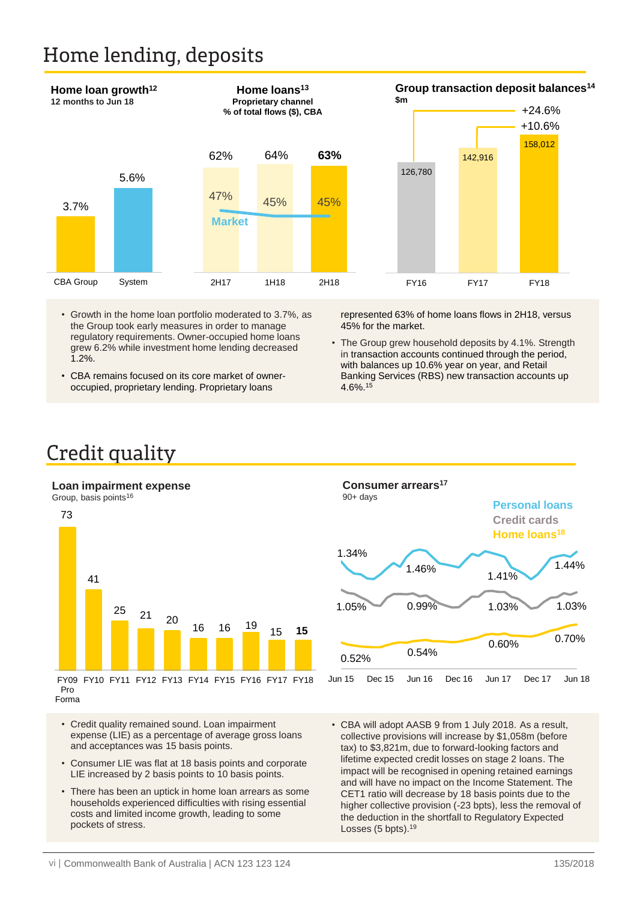# Home lending, deposits

### Home loan growth[12]

12 months to Jun 18

| | CBA Group | System |
|---|---|---|
| Home loan growth | 3.7% | 5.6% |

### Home loans[13]

Proprietary channel
% of total flows ($), CBA

| | 2H17 | 1H18 | 2H18 |
|---|---|---|---|
| CBA | 62% | 64% | **63%** |
| Market | 47% | 45% | 45% |

### Group transaction deposit balances[14]

$m

| | FY16 | FY17 | FY18 |
|---|---|---|---|
| Balance | 126,780 | 142,916 | 158,012 |

+24.6% (FY16 to FY18); +10.6% (FY17 to FY18)

- Growth in the home loan portfolio moderated to 3.7%, as the Group took early measures in order to manage regulatory requirements. Owner-occupied home loans grew 6.2% while investment home lending decreased 1.2%.
- CBA remains focused on its core market of owner-occupied, proprietary lending. Proprietary loans represented 63% of home loans flows in 2H18, versus 45% for the market.
- The Group grew household deposits by 4.1%. Strength in transaction accounts continued through the period, with balances up 10.6% year on year, and Retail Banking Services (RBS) new transaction accounts up 4.6%.[15]

# Credit quality

### Loan impairment expense

Group, basis points[16]

| FY09 Pro Forma | FY10 | FY11 | FY12 | FY13 | FY14 | FY15 | FY16 | FY17 | FY18 |
|---|---|---|---|---|---|---|---|---|---|
| 73 | 41 | 25 | 21 | 20 | 16 | 16 | 19 | 15 | **15** |

### Consumer arrears[17]

90+ days

| | Jun 15 | Jun 16 | Jun 17 | Jun 18 |
|---|---|---|---|---|
| Personal loans | 1.34% | 1.46% | 1.41% | 1.44% |
| Credit cards | 1.05% | 0.99% | 1.03% | 1.03% |
| Home loans[18] | 0.52% | 0.54% | 0.60% | 0.70% |

- Credit quality remained sound. Loan impairment expense (LIE) as a percentage of average gross loans and acceptances was 15 basis points.
- Consumer LIE was flat at 18 basis points and corporate LIE increased by 2 basis points to 10 basis points.
- There has been an uptick in home loan arrears as some households experienced difficulties with rising essential costs and limited income growth, leading to some pockets of stress.
- CBA will adopt AASB 9 from 1 July 2018. As a result, collective provisions will increase by $1,058m (before tax) to $3,821m, due to forward-looking factors and lifetime expected credit losses on stage 2 loans. The impact will be recognised in opening retained earnings and will have no impact on the Income Statement. The CET1 ratio will decrease by 18 basis points due to the higher collective provision (-23 bpts), less the removal of the deduction in the shortfall to Regulatory Expected Losses (5 bpts).[19]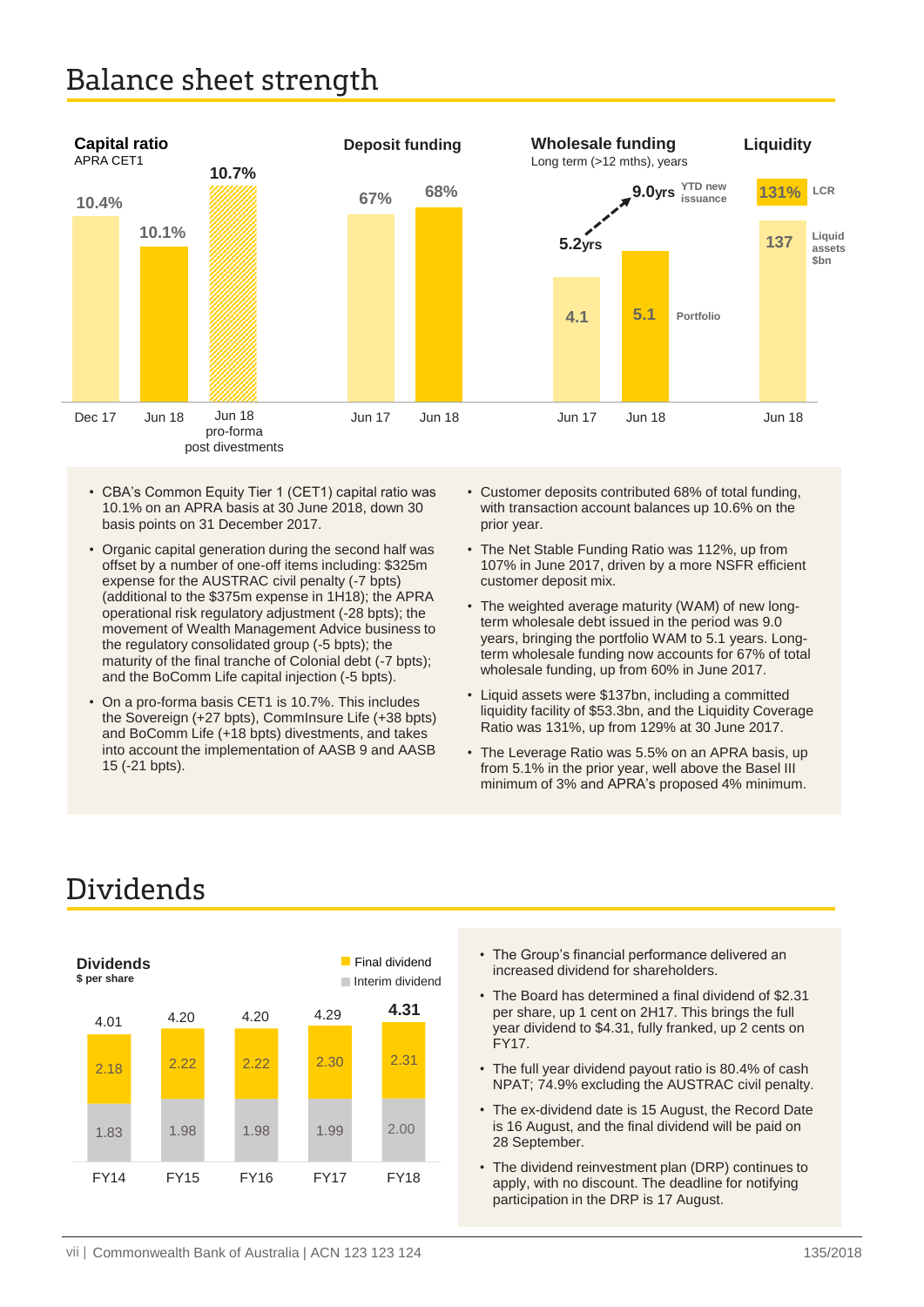# Balance sheet strength

**Capital ratio**
APRA CET1

| Dec 17 | Jun 18 | Jun 18 pro-forma post divestments |
|---|---|---|
| 10.4% | 10.1% | 10.7% |

**Deposit funding**

| Jun 17 | Jun 18 |
|---|---|
| 67% | 68% |

**Wholesale funding**
Long term (>12 mths), years

| | Jun 17 | Jun 18 |
|---|---|---|
| Portfolio | 4.1 | 5.1 |
| YTD new issuance | 5.2yrs | 9.0yrs |

**Liquidity**

| | Jun 18 |
|---|---|
| LCR | 131% |
| Liquid assets $bn | 137 |

- CBA's Common Equity Tier 1 (CET1) capital ratio was 10.1% on an APRA basis at 30 June 2018, down 30 basis points on 31 December 2017.
- Organic capital generation during the second half was offset by a number of one-off items including: $325m expense for the AUSTRAC civil penalty (-7 bpts) (additional to the $375m expense in 1H18); the APRA operational risk regulatory adjustment (-28 bpts); the movement of Wealth Management Advice business to the regulatory consolidated group (-5 bpts); the maturity of the final tranche of Colonial debt (-7 bpts); and the BoComm Life capital injection (-5 bpts).
- On a pro-forma basis CET1 is 10.7%. This includes the Sovereign (+27 bpts), CommInsure Life (+38 bpts) and BoComm Life (+18 bpts) divestments, and takes into account the implementation of AASB 9 and AASB 15 (-21 bpts).
- Customer deposits contributed 68% of total funding, with transaction account balances up 10.6% on the prior year.
- The Net Stable Funding Ratio was 112%, up from 107% in June 2017, driven by a more NSFR efficient customer deposit mix.
- The weighted average maturity (WAM) of new long-term wholesale debt issued in the period was 9.0 years, bringing the portfolio WAM to 5.1 years. Long-term wholesale funding now accounts for 67% of total wholesale funding, up from 60% in June 2017.
- Liquid assets were $137bn, including a committed liquidity facility of $53.3bn, and the Liquidity Coverage Ratio was 131%, up from 129% at 30 June 2017.
- The Leverage Ratio was 5.5% on an APRA basis, up from 5.1% in the prior year, well above the Basel III minimum of 3% and APRA's proposed 4% minimum.

# Dividends

**Dividends**
$ per share

| | FY14 | FY15 | FY16 | FY17 | FY18 |
|---|---|---|---|---|---|
| Final dividend | 2.18 | 2.22 | 2.22 | 2.30 | 2.31 |
| Interim dividend | 1.83 | 1.98 | 1.98 | 1.99 | 2.00 |
| Total | 4.01 | 4.20 | 4.20 | 4.29 | 4.31 |

- The Group's financial performance delivered an increased dividend for shareholders.
- The Board has determined a final dividend of $2.31 per share, up 1 cent on 2H17. This brings the full year dividend to $4.31, fully franked, up 2 cents on FY17.
- The full year dividend payout ratio is 80.4% of cash NPAT; 74.9% excluding the AUSTRAC civil penalty.
- The ex-dividend date is 15 August, the Record Date is 16 August, and the final dividend will be paid on 28 September.
- The dividend reinvestment plan (DRP) continues to apply, with no discount. The deadline for notifying participation in the DRP is 17 August.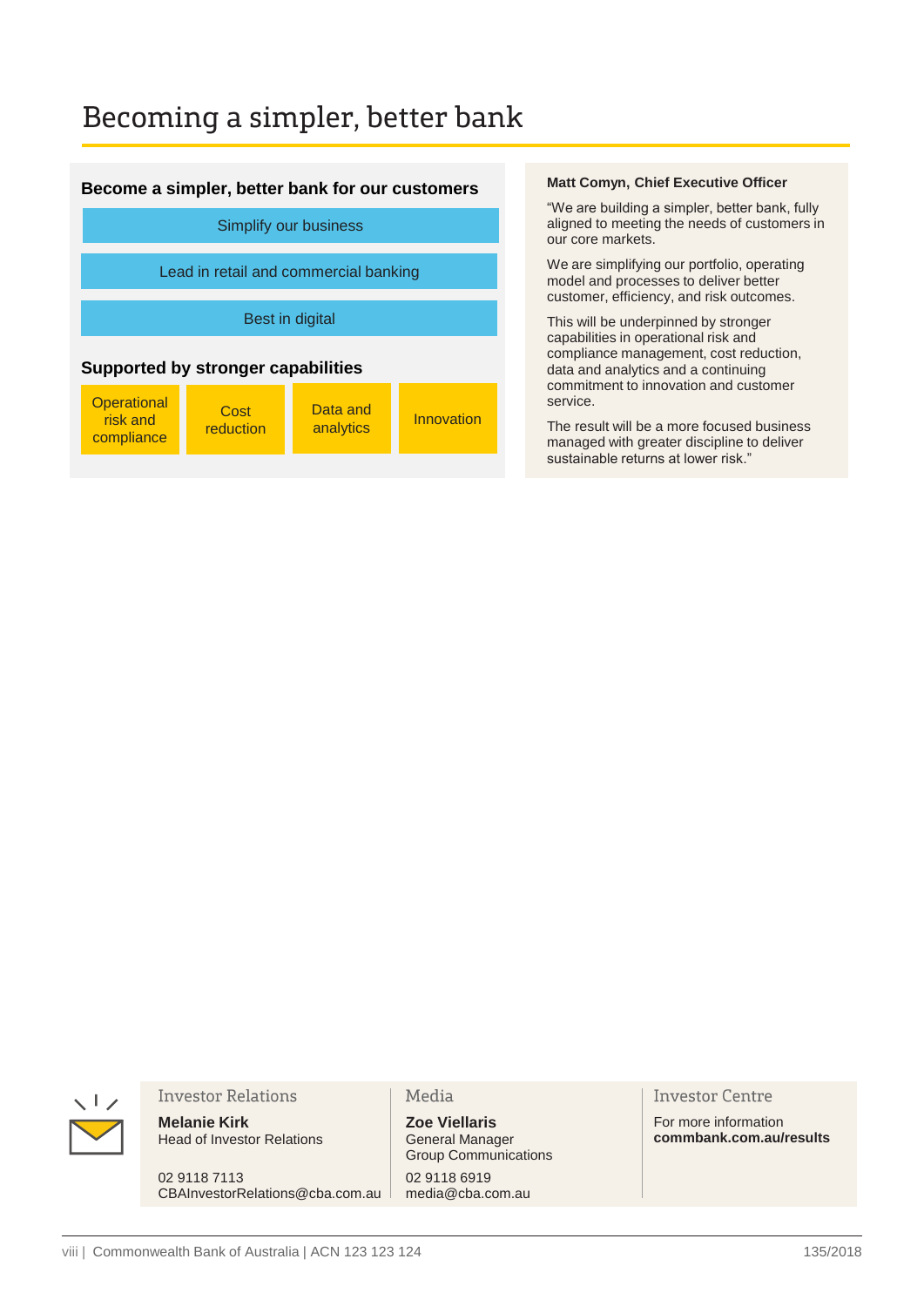# Becoming a simpler, better bank

### Become a simpler, better bank for our customers

- Simplify our business
- Lead in retail and commercial banking
- Best in digital

### Supported by stronger capabilities

- Operational risk and compliance
- Cost reduction
- Data and analytics
- Innovation

**Matt Comyn, Chief Executive Officer**

"We are building a simpler, better bank, fully aligned to meeting the needs of customers in our core markets.

We are simplifying our portfolio, operating model and processes to deliver better customer, efficiency, and risk outcomes.

This will be underpinned by stronger capabilities in operational risk and compliance management, cost reduction, data and analytics and a continuing commitment to innovation and customer service.

The result will be a more focused business managed with greater discipline to deliver sustainable returns at lower risk."

Investor Relations

**Melanie Kirk**
Head of Investor Relations

02 9118 7113
CBAInvestorRelations@cba.com.au

Media

**Zoe Viellaris**
General Manager
Group Communications

02 9118 6919
media@cba.com.au

Investor Centre

For more information
**commbank.com.au/results**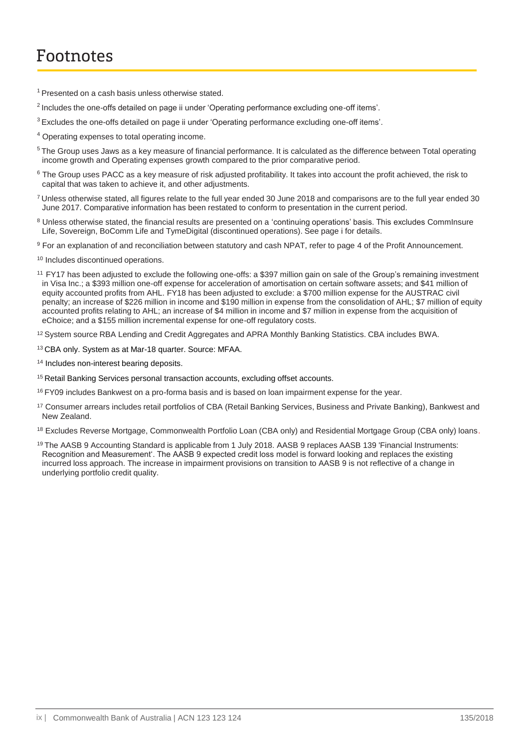# Footnotes

[1] Presented on a cash basis unless otherwise stated.

[2] Includes the one-offs detailed on page ii under 'Operating performance excluding one-off items'.

[3] Excludes the one-offs detailed on page ii under 'Operating performance excluding one-off items'.

[4] Operating expenses to total operating income.

[5] The Group uses Jaws as a key measure of financial performance. It is calculated as the difference between Total operating income growth and Operating expenses growth compared to the prior comparative period.

[6] The Group uses PACC as a key measure of risk adjusted profitability. It takes into account the profit achieved, the risk to capital that was taken to achieve it, and other adjustments.

[7] Unless otherwise stated, all figures relate to the full year ended 30 June 2018 and comparisons are to the full year ended 30 June 2017. Comparative information has been restated to conform to presentation in the current period.

[8] Unless otherwise stated, the financial results are presented on a 'continuing operations' basis. This excludes CommInsure Life, Sovereign, BoComm Life and TymeDigital (discontinued operations). See page i for details.

[9] For an explanation of and reconciliation between statutory and cash NPAT, refer to page 4 of the Profit Announcement.

[10] Includes discontinued operations.

[11] FY17 has been adjusted to exclude the following one-offs: a $397 million gain on sale of the Group's remaining investment in Visa Inc.; a $393 million one-off expense for acceleration of amortisation on certain software assets; and $41 million of equity accounted profits from AHL. FY18 has been adjusted to exclude: a $700 million expense for the AUSTRAC civil penalty; an increase of $226 million in income and $190 million in expense from the consolidation of AHL; $7 million of equity accounted profits relating to AHL; an increase of $4 million in income and $7 million in expense from the acquisition of eChoice; and a $155 million incremental expense for one-off regulatory costs.

[12] System source RBA Lending and Credit Aggregates and APRA Monthly Banking Statistics. CBA includes BWA.

[13] CBA only. System as at Mar-18 quarter. Source: MFAA.

[14] Includes non-interest bearing deposits.

[15] Retail Banking Services personal transaction accounts, excluding offset accounts.

[16] FY09 includes Bankwest on a pro-forma basis and is based on loan impairment expense for the year.

[17] Consumer arrears includes retail portfolios of CBA (Retail Banking Services, Business and Private Banking), Bankwest and New Zealand.

[18] Excludes Reverse Mortgage, Commonwealth Portfolio Loan (CBA only) and Residential Mortgage Group (CBA only) loans.

[19] The AASB 9 Accounting Standard is applicable from 1 July 2018. AASB 9 replaces AASB 139 'Financial Instruments: Recognition and Measurement'. The AASB 9 expected credit loss model is forward looking and replaces the existing incurred loss approach. The increase in impairment provisions on transition to AASB 9 is not reflective of a change in underlying portfolio credit quality.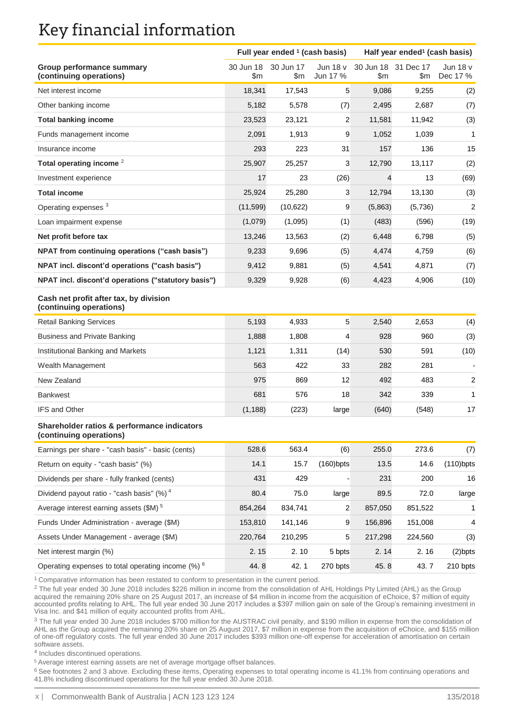# Key financial information

| | Full year ended [1] (cash basis) | | | Half year ended[1] (cash basis) | | |
|---|---|---|---|---|---|---|
| **Group performance summary (continuing operations)** | 30 Jun 18 $m | 30 Jun 17 $m | Jun 18 v Jun 17 % | 30 Jun 18 $m | 31 Dec 17 $m | Jun 18 v Dec 17 % |
| Net interest income | 18,341 | 17,543 | 5 | 9,086 | 9,255 | (2) |
| Other banking income | 5,182 | 5,578 | (7) | 2,495 | 2,687 | (7) |
| **Total banking income** | 23,523 | 23,121 | 2 | 11,581 | 11,942 | (3) |
| Funds management income | 2,091 | 1,913 | 9 | 1,052 | 1,039 | 1 |
| Insurance income | 293 | 223 | 31 | 157 | 136 | 15 |
| **Total operating income** [2] | 25,907 | 25,257 | 3 | 12,790 | 13,117 | (2) |
| Investment experience | 17 | 23 | (26) | 4 | 13 | (69) |
| **Total income** | 25,924 | 25,280 | 3 | 12,794 | 13,130 | (3) |
| Operating expenses [3] | (11,599) | (10,622) | 9 | (5,863) | (5,736) | 2 |
| Loan impairment expense | (1,079) | (1,095) | (1) | (483) | (596) | (19) |
| **Net profit before tax** | 13,246 | 13,563 | (2) | 6,448 | 6,798 | (5) |
| **NPAT from continuing operations ("cash basis")** | 9,233 | 9,696 | (5) | 4,474 | 4,759 | (6) |
| **NPAT incl. discont'd operations ("cash basis")** | 9,412 | 9,881 | (5) | 4,541 | 4,871 | (7) |
| **NPAT incl. discont'd operations ("statutory basis")** | 9,329 | 9,928 | (6) | 4,423 | 4,906 | (10) |
| **Cash net profit after tax, by division (continuing operations)** | | | | | | |
| Retail Banking Services | 5,193 | 4,933 | 5 | 2,540 | 2,653 | (4) |
| Business and Private Banking | 1,888 | 1,808 | 4 | 928 | 960 | (3) |
| Institutional Banking and Markets | 1,121 | 1,311 | (14) | 530 | 591 | (10) |
| Wealth Management | 563 | 422 | 33 | 282 | 281 | - |
| New Zealand | 975 | 869 | 12 | 492 | 483 | 2 |
| Bankwest | 681 | 576 | 18 | 342 | 339 | 1 |
| IFS and Other | (1,188) | (223) | large | (640) | (548) | 17 |
| **Shareholder ratios & performance indicators (continuing operations)** | | | | | | |
| Earnings per share - "cash basis" - basic (cents) | 528.6 | 563.4 | (6) | 255.0 | 273.6 | (7) |
| Return on equity - "cash basis" (%) | 14.1 | 15.7 | (160)bpts | 13.5 | 14.6 | (110)bpts |
| Dividends per share - fully franked (cents) | 431 | 429 | - | 231 | 200 | 16 |
| Dividend payout ratio - "cash basis" (%) [4] | 80.4 | 75.0 | large | 89.5 | 72.0 | large |
| Average interest earning assets ($M) [5] | 854,264 | 834,741 | 2 | 857,050 | 851,522 | 1 |
| Funds Under Administration - average ($M) | 153,810 | 141,146 | 9 | 156,896 | 151,008 | 4 |
| Assets Under Management - average ($M) | 220,764 | 210,295 | 5 | 217,298 | 224,560 | (3) |
| Net interest margin (%) | 2.15 | 2.10 | 5 bpts | 2.14 | 2.16 | (2)bpts |
| Operating expenses to total operating income (%) [6] | 44.8 | 42.1 | 270 bpts | 45.8 | 43.7 | 210 bpts |

[1] Comparative information has been restated to conform to presentation in the current period.

[2] The full year ended 30 June 2018 includes $226 million in income from the consolidation of AHL Holdings Pty Limited (AHL) as the Group acquired the remaining 20% share on 25 August 2017, an increase of $4 million in income from the acquisition of eChoice, $7 million of equity accounted profits relating to AHL. The full year ended 30 June 2017 includes a $397 million gain on sale of the Group's remaining investment in Visa Inc. and $41 million of equity accounted profits from AHL.

[3] The full year ended 30 June 2018 includes $700 million for the AUSTRAC civil penalty, and $190 million in expense from the consolidation of AHL as the Group acquired the remaining 20% share on 25 August 2017, $7 million in expense from the acquisition of eChoice, and $155 million of one-off regulatory costs. The full year ended 30 June 2017 includes a $393 million one-off expense for acceleration of amortisation on certain software assets.

[4] Includes discontinued operations.

[5] Average interest earning assets are net of average mortgage offset balances.

[6] See footnotes 2 and 3 above. Excluding these items, Operating expenses to total operating income is 41.1% from continuing operations and 41.8% including discontinued operations for the full year ended 30 June 2018.